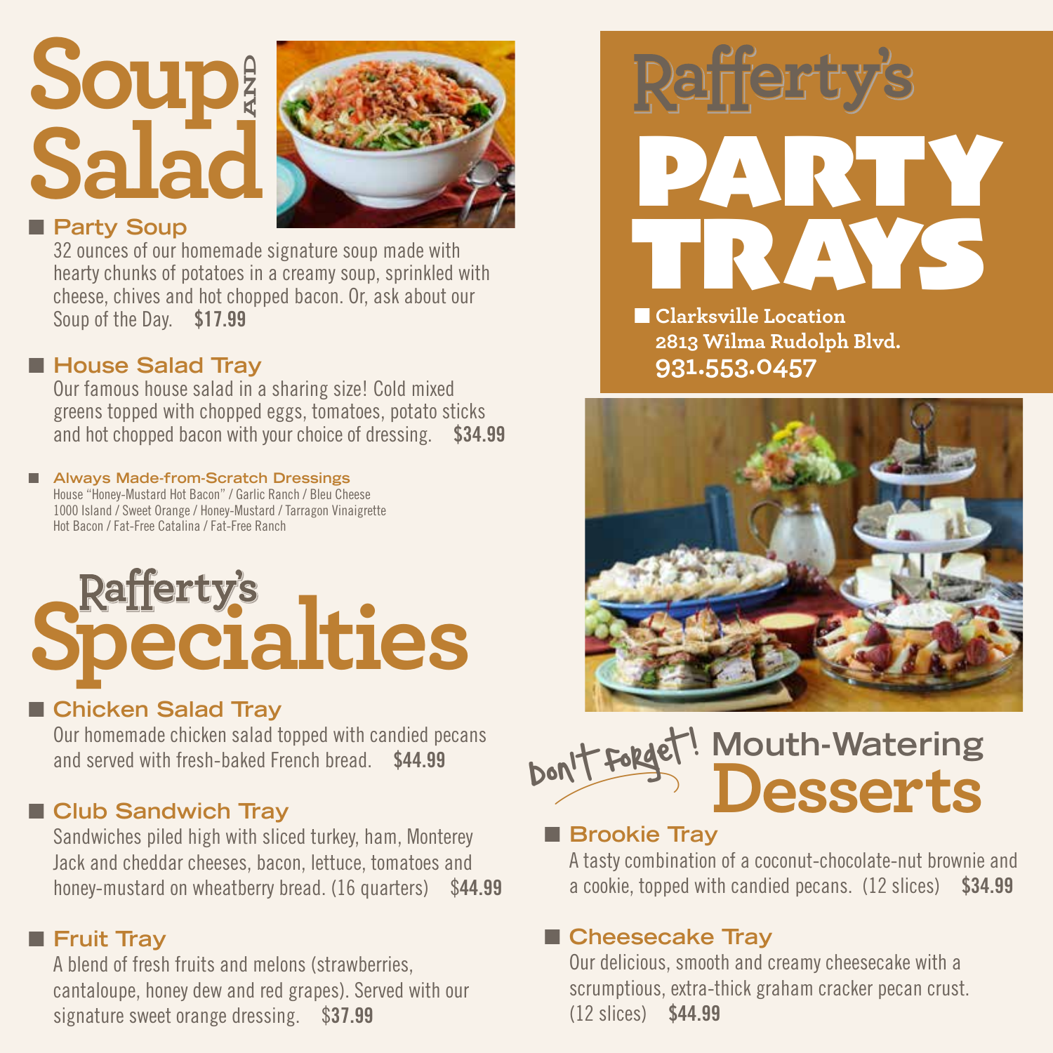# Soup AND Salad

## Party Soup

32 ounces of our homemade signature soup made with hearty chunks of potatoes in a creamy soup, sprinkled with cheese, chives and hot chopped bacon. Or, ask about our Soup of the Day. **$17.99**

## House Salad Tray

Our famous house salad in a sharing size! Cold mixed greens topped with chopped eggs, tomatoes, potato sticks and hot chopped bacon with your choice of dressing. **$34.99**

### Always Made-from-Scratch Dressings

House "Honey-Mustard Hot Bacon" / Garlic Ranch / Bleu Cheese
1000 Island / Sweet Orange / Honey-Mustard / Tarragon Vinaigrette
Hot Bacon / Fat-Free Catalina / Fat-Free Ranch

# Rafferty's Specialties

## Chicken Salad Tray

Our homemade chicken salad topped with candied pecans and served with fresh-baked French bread. **$44.99**

## Club Sandwich Tray

Sandwiches piled high with sliced turkey, ham, Monterey Jack and cheddar cheeses, bacon, lettuce, tomatoes and honey-mustard on wheatberry bread. (16 quarters) $**44.99**

## Fruit Tray

A blend of fresh fruits and melons (strawberries, cantaloupe, honey dew and red grapes). Served with our signature sweet orange dressing. $**37.99**

# Rafferty's PARTY TRAYS

**Clarksville Location**
**2813 Wilma Rudolph Blvd.**
**931.553.0457**

# Don't Forget! Mouth-Watering Desserts

## Brookie Tray

A tasty combination of a coconut-chocolate-nut brownie and a cookie, topped with candied pecans. (12 slices) **$34.99**

## Cheesecake Tray

Our delicious, smooth and creamy cheesecake with a scrumptious, extra-thick graham cracker pecan crust. (12 slices) **$44.99**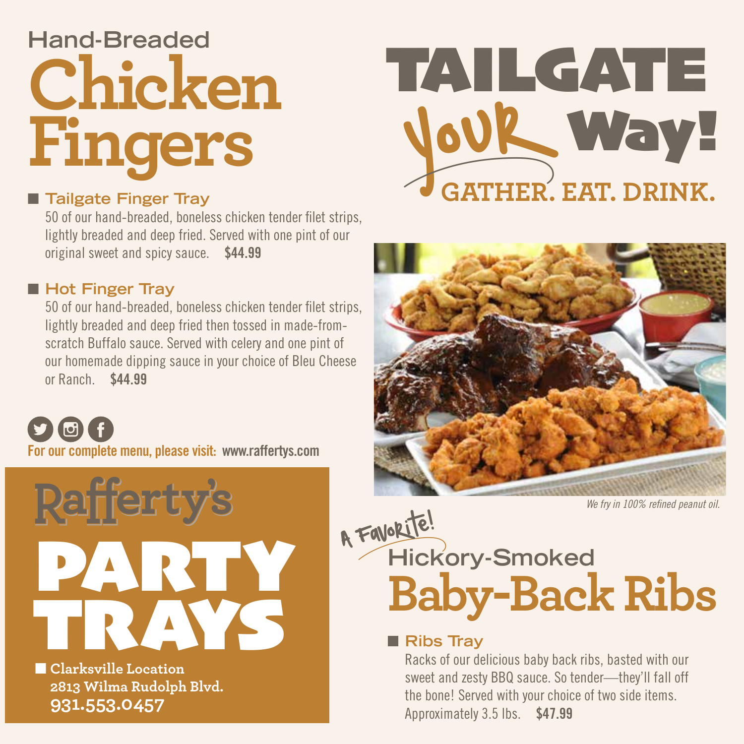# Hand-Breaded Chicken Fingers

### Tailgate Finger Tray

50 of our hand-breaded, boneless chicken tender filet strips, lightly breaded and deep fried. Served with one pint of our original sweet and spicy sauce. **$44.99**

### Hot Finger Tray

50 of our hand-breaded, boneless chicken tender filet strips, lightly breaded and deep fried then tossed in made-from-scratch Buffalo sauce. Served with celery and one pint of our homemade dipping sauce in your choice of Bleu Cheese or Ranch. **$44.99**

For our complete menu, please visit: **www.raffertys.com**

# Rafferty's PARTY TRAYS

**Clarksville Location**
**2813 Wilma Rudolph Blvd.**
**931.553.0457**

# TAILGATE Your Way!

## GATHER. EAT. DRINK.

*We fry in 100% refined peanut oil.*

A Favorite!

# Hickory-Smoked Baby-Back Ribs

### Ribs Tray

Racks of our delicious baby back ribs, basted with our sweet and zesty BBQ sauce. So tender—they'll fall off the bone! Served with your choice of two side items. Approximately 3.5 lbs. **$47.99**